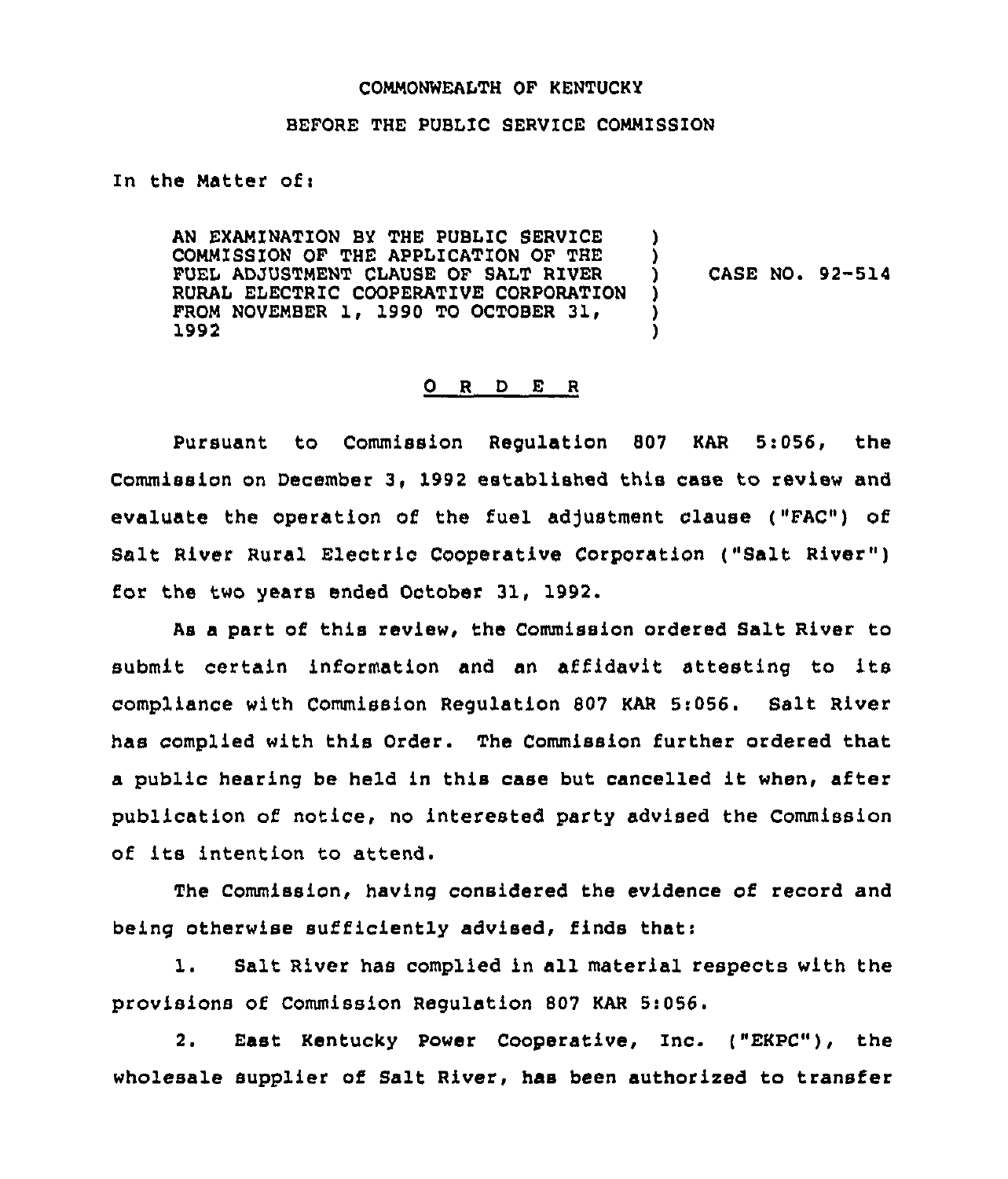COMMONWEALTH OF KENTUCKY

BEFORE THE PUBLIC SERVICE COMMISSION

In the Matter of:

| | | |
|---|---|---|
| AN EXAMINATION BY THE PUBLIC SERVICE COMMISSION OF THE APPLICATION OF THE FUEL ADJUSTMENT CLAUSE OF SALT RIVER RURAL ELECTRIC COOPERATIVE CORPORATION FROM NOVEMBER 1, 1990 TO OCTOBER 31, 1992 | ) | CASE NO. 92-514 |

## O R D E R

Pursuant to Commission Regulation 807 KAR 5:056, the Commission on December 3, 1992 established this case to review and evaluate the operation of the fuel adjustment clause ("FAC") of Salt River Rural Electric Cooperative Corporation ("Salt River") for the two years ended October 31, 1992.

As a part of this review, the Commission ordered Salt River to submit certain information and an affidavit attesting to its compliance with Commission Regulation 807 KAR 5:056. Salt River has complied with this Order. The Commission further ordered that a public hearing be held in this case but cancelled it when, after publication of notice, no interested party advised the Commission of its intention to attend.

The Commission, having considered the evidence of record and being otherwise sufficiently advised, finds that:

1. Salt River has complied in all material respects with the provisions of Commission Regulation 807 KAR 5:056.

2. East Kentucky Power Cooperative, Inc. ("EKPC"), the wholesale supplier of Salt River, has been authorized to transfer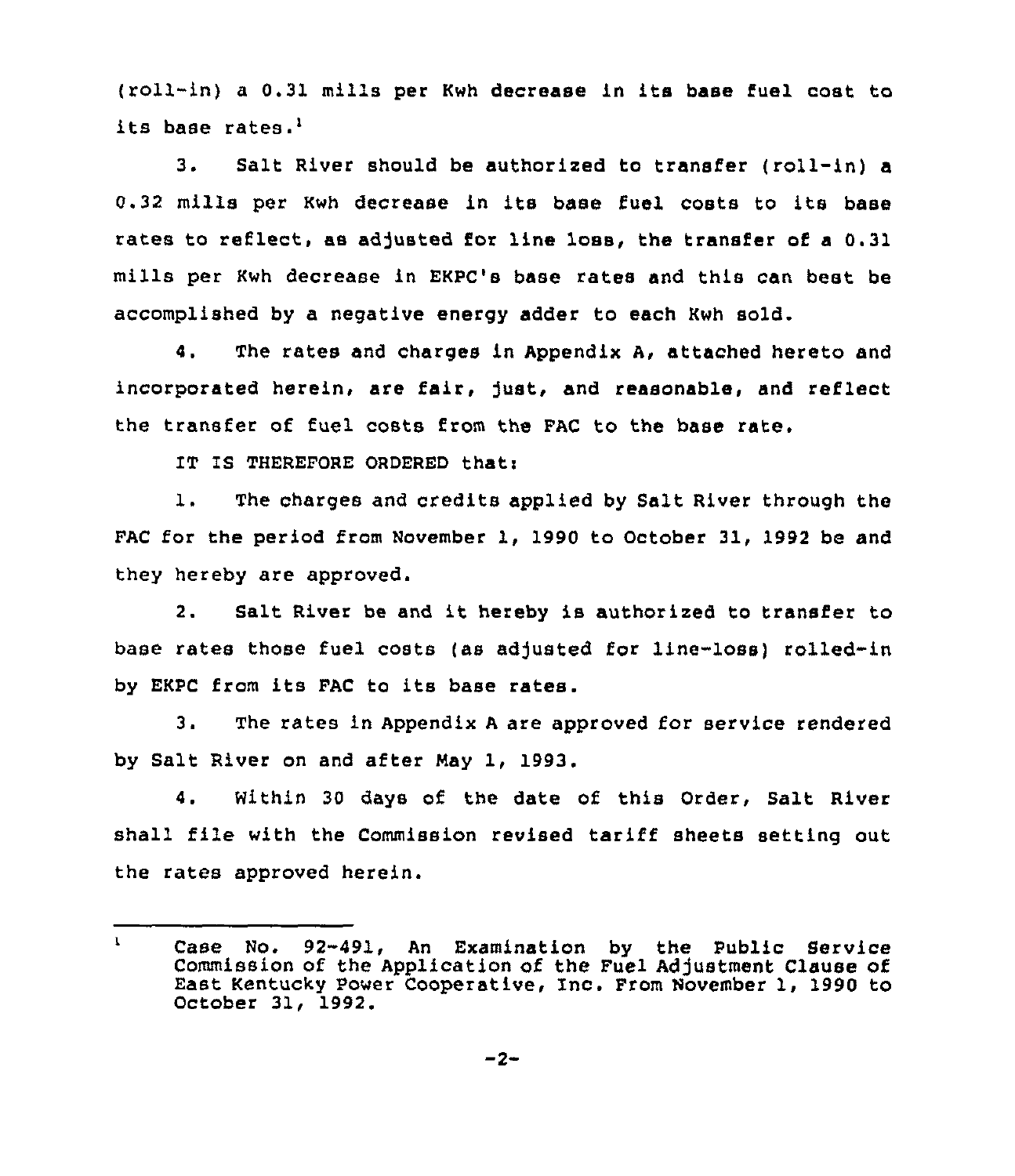(roll-in) a 0.31 mills per Kwh decrease in its base fuel cost to its base rates.[1]

3. Salt River should be authorized to transfer (roll-in) a 0.32 mills per Kwh decrease in its base fuel costs to its base rates to reflect, as adjusted for line loss, the transfer of a 0.31 mills per Kwh decrease in EKPC's base rates and this can best be accomplished by a negative energy adder to each Kwh sold.

4. The rates and charges in Appendix A, attached hereto and incorporated herein, are fair, just, and reasonable, and reflect the transfer of fuel costs from the FAC to the base rate.

IT IS THEREFORE ORDERED that:

1. The charges and credits applied by Salt River through the FAC for the period from November 1, 1990 to October 31, 1992 be and they hereby are approved.

2. Salt River be and it hereby is authorized to transfer to base rates those fuel costs (as adjusted for line-loss) rolled-in by EKPC from its FAC to its base rates.

3. The rates in Appendix A are approved for service rendered by Salt River on and after May 1, 1993.

4. Within 30 days of the date of this Order, Salt River shall file with the Commission revised tariff sheets setting out the rates approved herein.

---

[1] Case No. 92-491, An Examination by the Public Service Commission of the Application of the Fuel Adjustment Clause of East Kentucky Power Cooperative, Inc. From November 1, 1990 to October 31, 1992.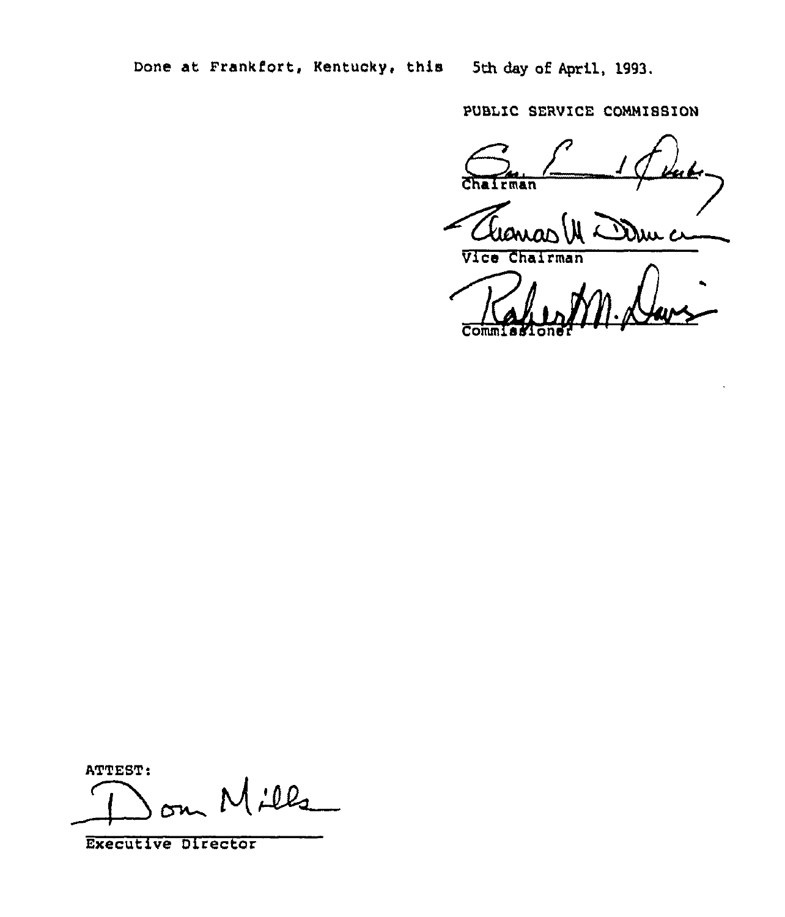Done at Frankfort, Kentucky, this 5th day of April, 1993.

PUBLIC SERVICE COMMISSION

Chairman

Vice Chairman

Commissioner

ATTEST:

Executive Director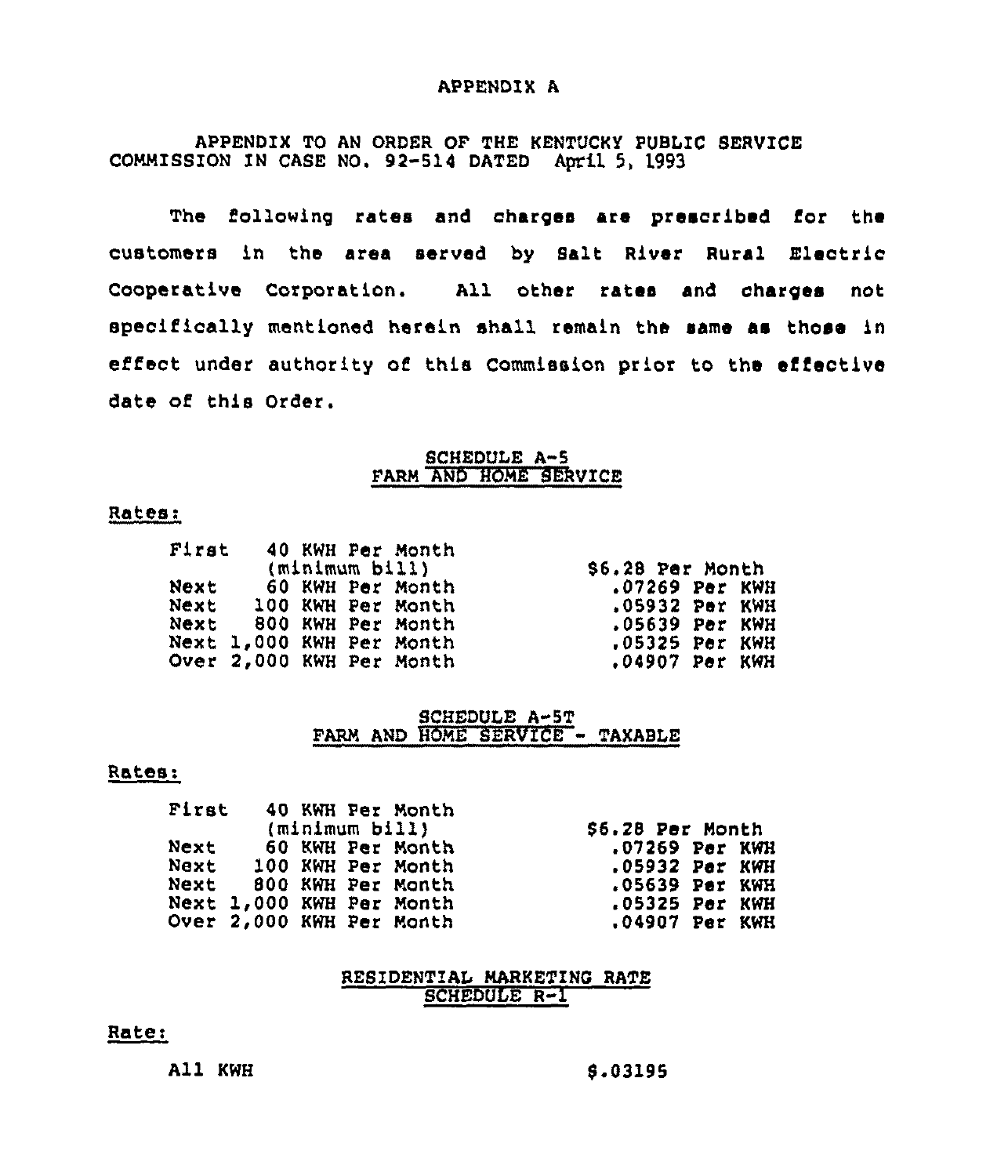# APPENDIX A

APPENDIX TO AN ORDER OF THE KENTUCKY PUBLIC SERVICE COMMISSION IN CASE NO. 92-514 DATED April 5, 1993

The following rates and charges are prescribed for the customers in the area served by Salt River Rural Electric Cooperative Corporation. All other rates and charges not specifically mentioned herein shall remain the same as those in effect under authority of this Commission prior to the effective date of this Order.

## SCHEDULE A-5
## FARM AND HOME SERVICE

Rates:

| | |
|---|---|
| First 40 KWH Per Month (minimum bill) | $6.28 Per Month |
| Next 60 KWH Per Month | .07269 Per KWH |
| Next 100 KWH Per Month | .05932 Per KWH |
| Next 800 KWH Per Month | .05639 Per KWH |
| Next 1,000 KWH Per Month | .05325 Per KWH |
| Over 2,000 KWH Per Month | .04907 Per KWH |

## SCHEDULE A-5T
## FARM AND HOME SERVICE - TAXABLE

Rates:

| | |
|---|---|
| First 40 KWH Per Month (minimum bill) | $6.28 Per Month |
| Next 60 KWH Per Month | .07269 Per KWH |
| Next 100 KWH Per Month | .05932 Per KWH |
| Next 800 KWH Per Month | .05639 Per KWH |
| Next 1,000 KWH Per Month | .05325 Per KWH |
| Over 2,000 KWH Per Month | .04907 Per KWH |

## RESIDENTIAL MARKETING RATE
## SCHEDULE R-1

Rate:

| | |
|---|---|
| All KWH | $.03195 |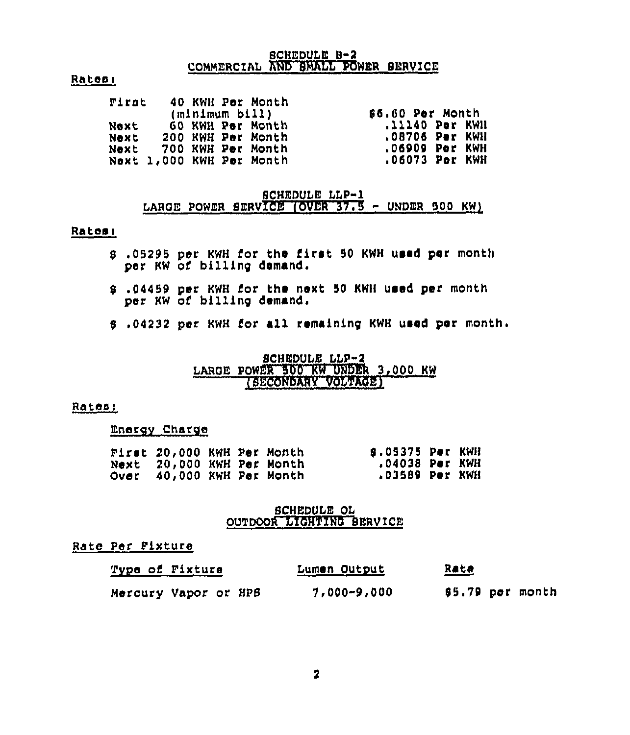## SCHEDULE B-2
## COMMERCIAL AND SMALL POWER SERVICE

**Rates:**

| | |
|---|---|
| First 40 KWH Per Month (minimum bill) | $6.60 Per Month |
| Next 60 KWH Per Month | .11140 Per KWH |
| Next 200 KWH Per Month | .08706 Per KWH |
| Next 700 KWH Per Month | .06909 Per KWH |
| Next 1,000 KWH Per Month | .06073 Per KWH |

## SCHEDULE LLP-1
## LARGE POWER SERVICE (OVER 37.5 - UNDER 500 KW)

**Rates:**

$ .05295 per KWH for the first 50 KWH used per month per KW of billing demand.

$ .04459 per KWH for the next 50 KWH used per month per KW of billing demand.

$ .04232 per KWH for all remaining KWH used per month.

## SCHEDULE LLP-2
## LARGE POWER 500 KW UNDER 3,000 KW (SECONDARY VOLTAGE)

**Rates:**

**Energy Charge**

| | |
|---|---|
| First 20,000 KWH Per Month | $.05375 Per KWH |
| Next 20,000 KWH Per Month | .04038 Per KWH |
| Over 40,000 KWH Per Month | .03589 Per KWH |

## SCHEDULE OL
## OUTDOOR LIGHTING SERVICE

**Rate Per Fixture**

| Type of Fixture | Lumen Output | Rate |
|---|---|---|
| Mercury Vapor or HPS | 7,000-9,000 | $5.79 per month |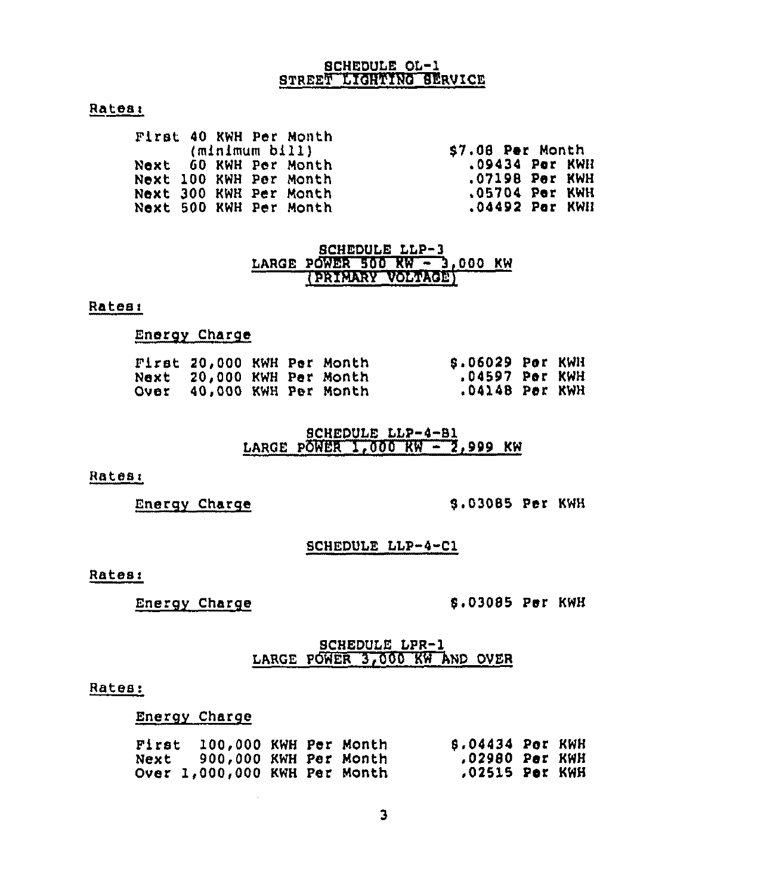## SCHEDULE OL-1
## STREET LIGHTING SERVICE

Rates:

| | |
|---|---|
| First 40 KWH Per Month (minimum bill) | $7.08 Per Month |
| Next 60 KWH Per Month | .09434 Per KWH |
| Next 100 KWH Per Month | .07198 Per KWH |
| Next 300 KWH Per Month | .05704 Per KWH |
| Next 500 KWH Per Month | .04492 Per KWH |

## SCHEDULE LLP-3
## LARGE POWER 500 KW - 3,000 KW
## (PRIMARY VOLTAGE)

Rates:

Energy Charge

| | |
|---|---|
| First 20,000 KWH Per Month | $.06029 Per KWH |
| Next 20,000 KWH Per Month | .04597 Per KWH |
| Over 40,000 KWH Per Month | .04148 Per KWH |

## SCHEDULE LLP-4-B1
## LARGE POWER 1,000 KW - 2,999 KW

Rates:

Energy Charge $.03085 Per KWH

## SCHEDULE LLP-4-C1

Rates:

Energy Charge $.03085 Per KWH

## SCHEDULE LPR-1
## LARGE POWER 3,000 KW AND OVER

Rates:

Energy Charge

| | |
|---|---|
| First 100,000 KWH Per Month | $.04434 Per KWH |
| Next 900,000 KWH Per Month | .02980 Per KWH |
| Over 1,000,000 KWH Per Month | .02515 Per KWH |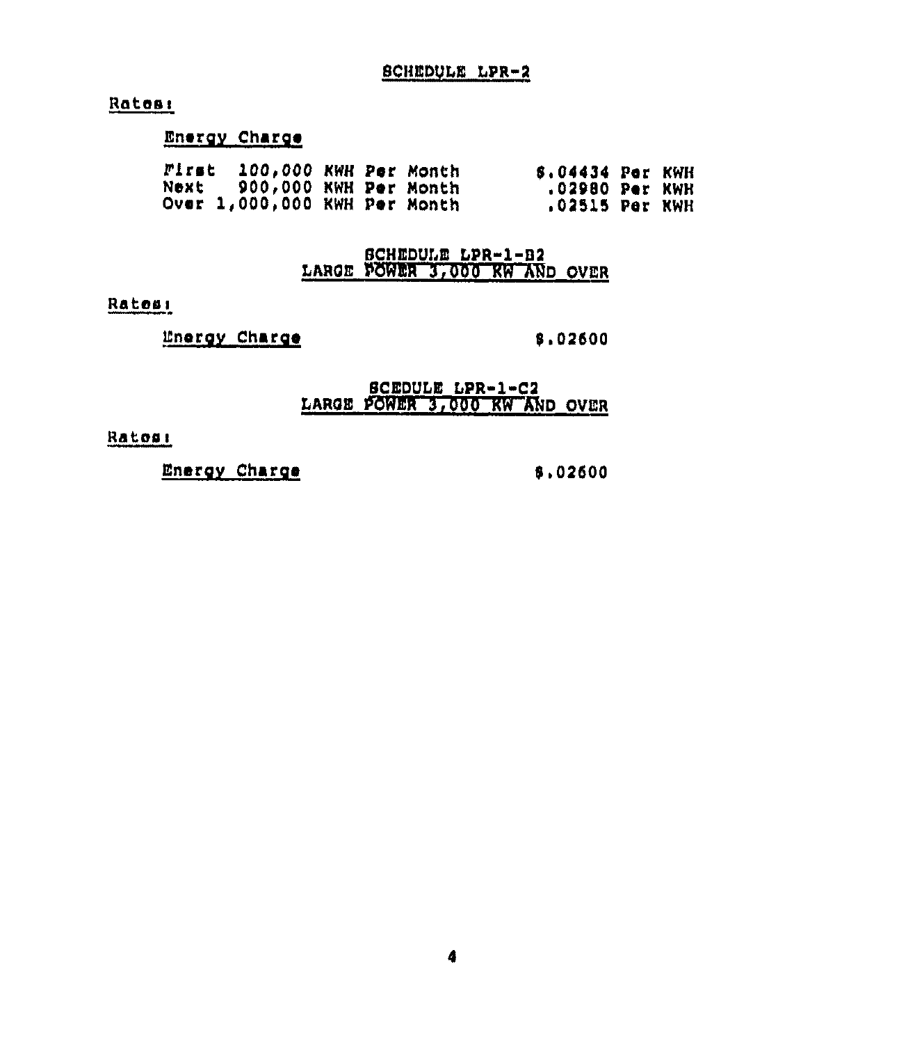## SCHEDULE LPR-2

Rates:

Energy Charge

| | |
|---|---|
| First 100,000 KWH Per Month | $.04434 Per KWH |
| Next 900,000 KWH Per Month | .02980 Per KWH |
| Over 1,000,000 KWH Per Month | .02515 Per KWH |

## SCHEDULE LPR-1-B2
## LARGE POWER 3,000 KW AND OVER

Rates:

Energy Charge $.02600

## SCEDULE LPR-1-C2
## LARGE POWER 3,000 KW AND OVER

Rates:

Energy Charge $.02600